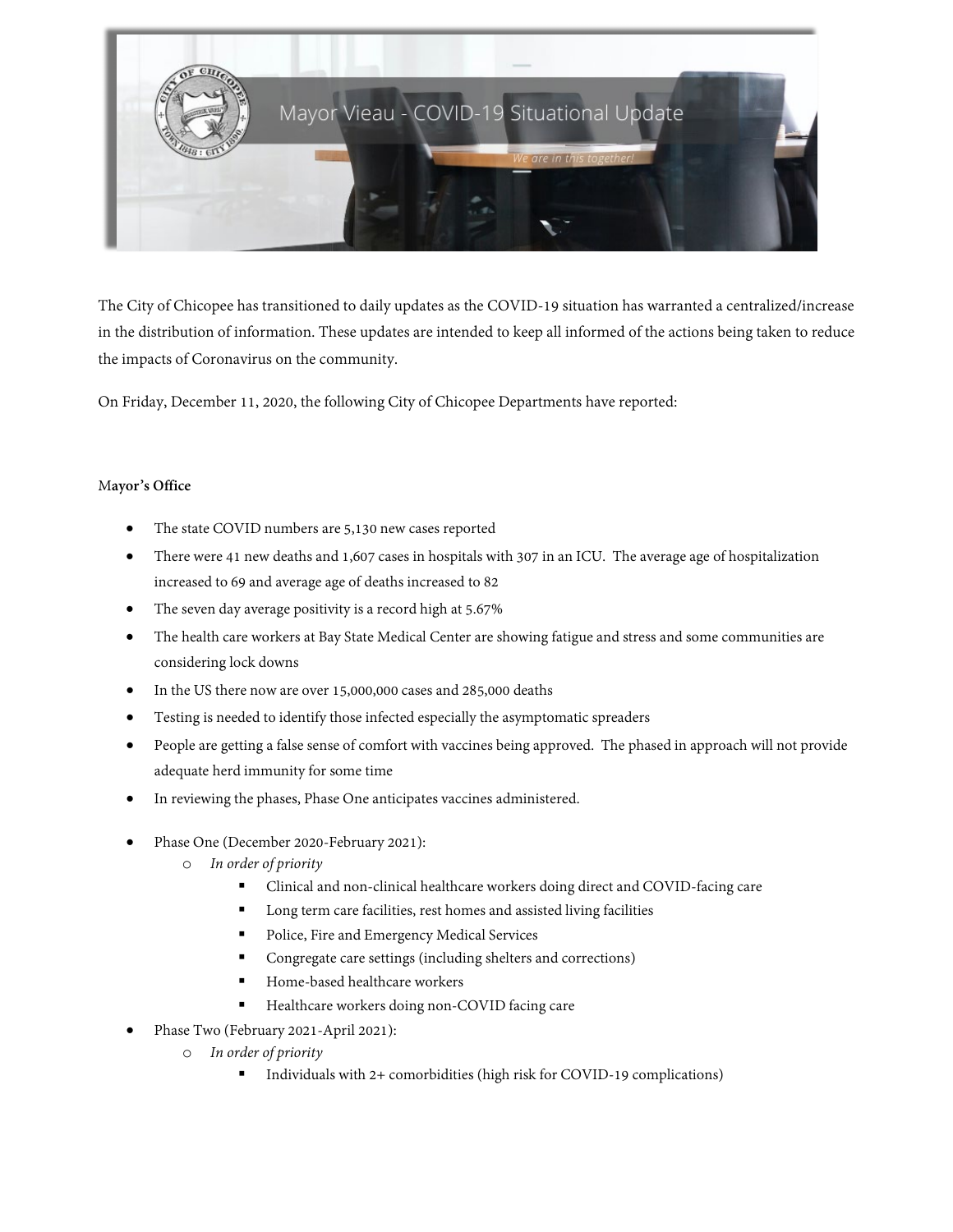# Mayor Vieau - COVID-19 Situational Update

We are in this together!

The City of Chicopee has transitioned to daily updates as the COVID-19 situation has warranted a centralized/increase in the distribution of information. These updates are intended to keep all informed of the actions being taken to reduce the impacts of Coronavirus on the community.

On Friday, December 11, 2020, the following City of Chicopee Departments have reported:

**Mayor's Office**

- The state COVID numbers are 5,130 new cases reported
- There were 41 new deaths and 1,607 cases in hospitals with 307 in an ICU. The average age of hospitalization increased to 69 and average age of deaths increased to 82
- The seven day average positivity is a record high at 5.67%
- The health care workers at Bay State Medical Center are showing fatigue and stress and some communities are considering lock downs
- In the US there now are over 15,000,000 cases and 285,000 deaths
- Testing is needed to identify those infected especially the asymptomatic spreaders
- People are getting a false sense of comfort with vaccines being approved. The phased in approach will not provide adequate herd immunity for some time
- In reviewing the phases, Phase One anticipates vaccines administered.

- Phase One (December 2020-February 2021):
  - *In order of priority*
    - Clinical and non-clinical healthcare workers doing direct and COVID-facing care
    - Long term care facilities, rest homes and assisted living facilities
    - Police, Fire and Emergency Medical Services
    - Congregate care settings (including shelters and corrections)
    - Home-based healthcare workers
    - Healthcare workers doing non-COVID facing care
- Phase Two (February 2021-April 2021):
  - *In order of priority*
    - Individuals with 2+ comorbidities (high risk for COVID-19 complications)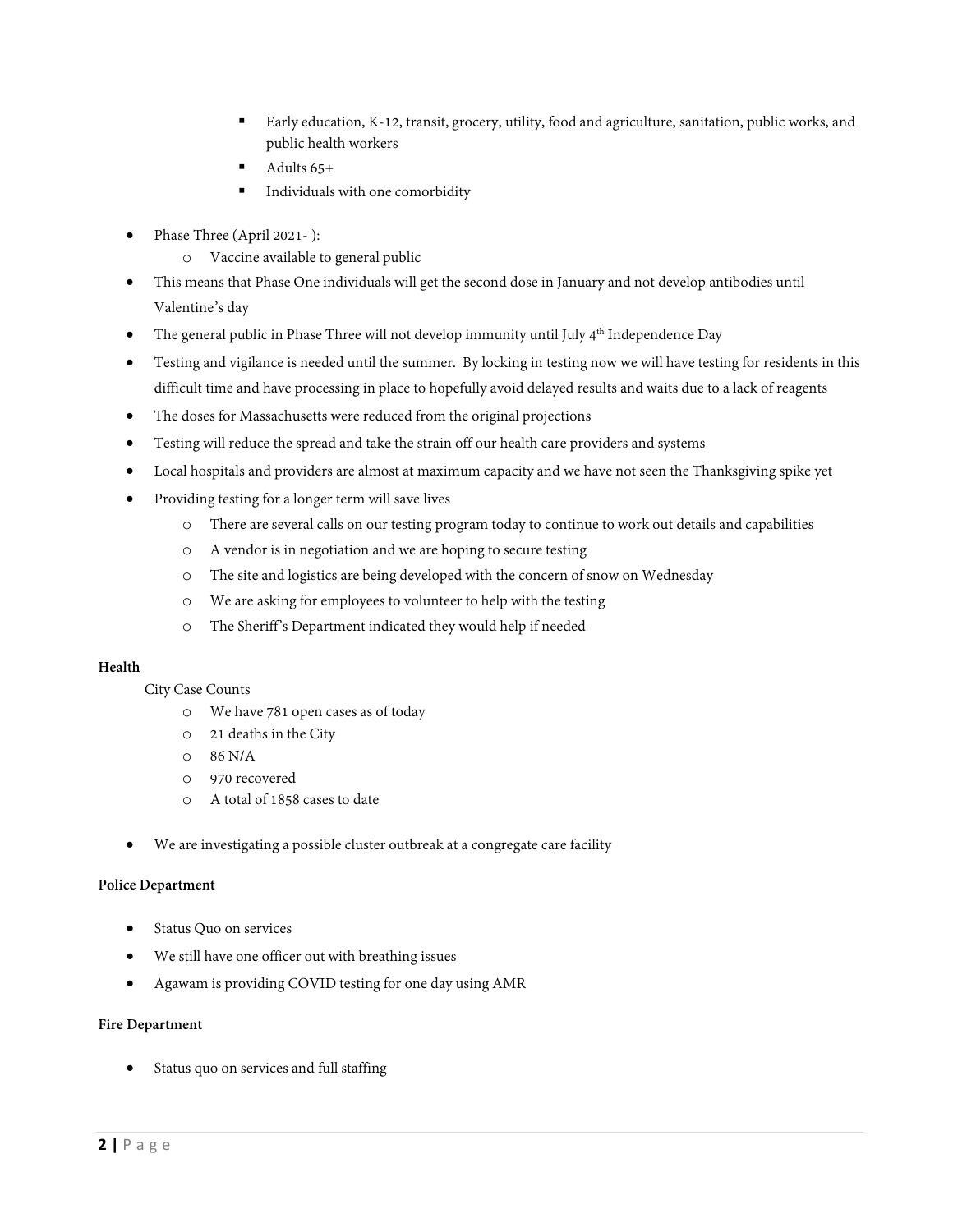- Early education, K-12, transit, grocery, utility, food and agriculture, sanitation, public works, and public health workers
        - Adults 65+
        - Individuals with one comorbidity

- Phase Three (April 2021- ):
    - Vaccine available to general public
- This means that Phase One individuals will get the second dose in January and not develop antibodies until Valentine's day
- The general public in Phase Three will not develop immunity until July 4th Independence Day
- Testing and vigilance is needed until the summer. By locking in testing now we will have testing for residents in this difficult time and have processing in place to hopefully avoid delayed results and waits due to a lack of reagents
- The doses for Massachusetts were reduced from the original projections
- Testing will reduce the spread and take the strain off our health care providers and systems
- Local hospitals and providers are almost at maximum capacity and we have not seen the Thanksgiving spike yet
- Providing testing for a longer term will save lives
    - There are several calls on our testing program today to continue to work out details and capabilities
    - A vendor is in negotiation and we are hoping to secure testing
    - The site and logistics are being developed with the concern of snow on Wednesday
    - We are asking for employees to volunteer to help with the testing
    - The Sheriff's Department indicated they would help if needed

**Health**

City Case Counts

- We have 781 open cases as of today
- 21 deaths in the City
- 86 N/A
- 970 recovered
- A total of 1858 cases to date

- We are investigating a possible cluster outbreak at a congregate care facility

**Police Department**

- Status Quo on services
- We still have one officer out with breathing issues
- Agawam is providing COVID testing for one day using AMR

**Fire Department**

- Status quo on services and full staffing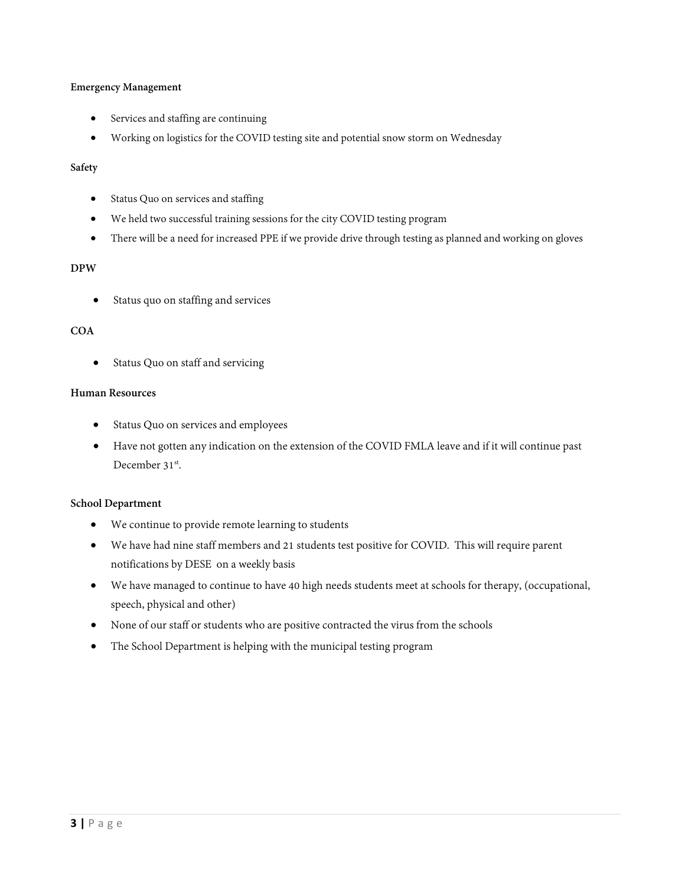**Emergency Management**

- Services and staffing are continuing
- Working on logistics for the COVID testing site and potential snow storm on Wednesday

**Safety**

- Status Quo on services and staffing
- We held two successful training sessions for the city COVID testing program
- There will be a need for increased PPE if we provide drive through testing as planned and working on gloves

**DPW**

- Status quo on staffing and services

**COA**

- Status Quo on staff and servicing

**Human Resources**

- Status Quo on services and employees
- Have not gotten any indication on the extension of the COVID FMLA leave and if it will continue past December 31st.

**School Department**

- We continue to provide remote learning to students
- We have had nine staff members and 21 students test positive for COVID. This will require parent notifications by DESE on a weekly basis
- We have managed to continue to have 40 high needs students meet at schools for therapy, (occupational, speech, physical and other)
- None of our staff or students who are positive contracted the virus from the schools
- The School Department is helping with the municipal testing program